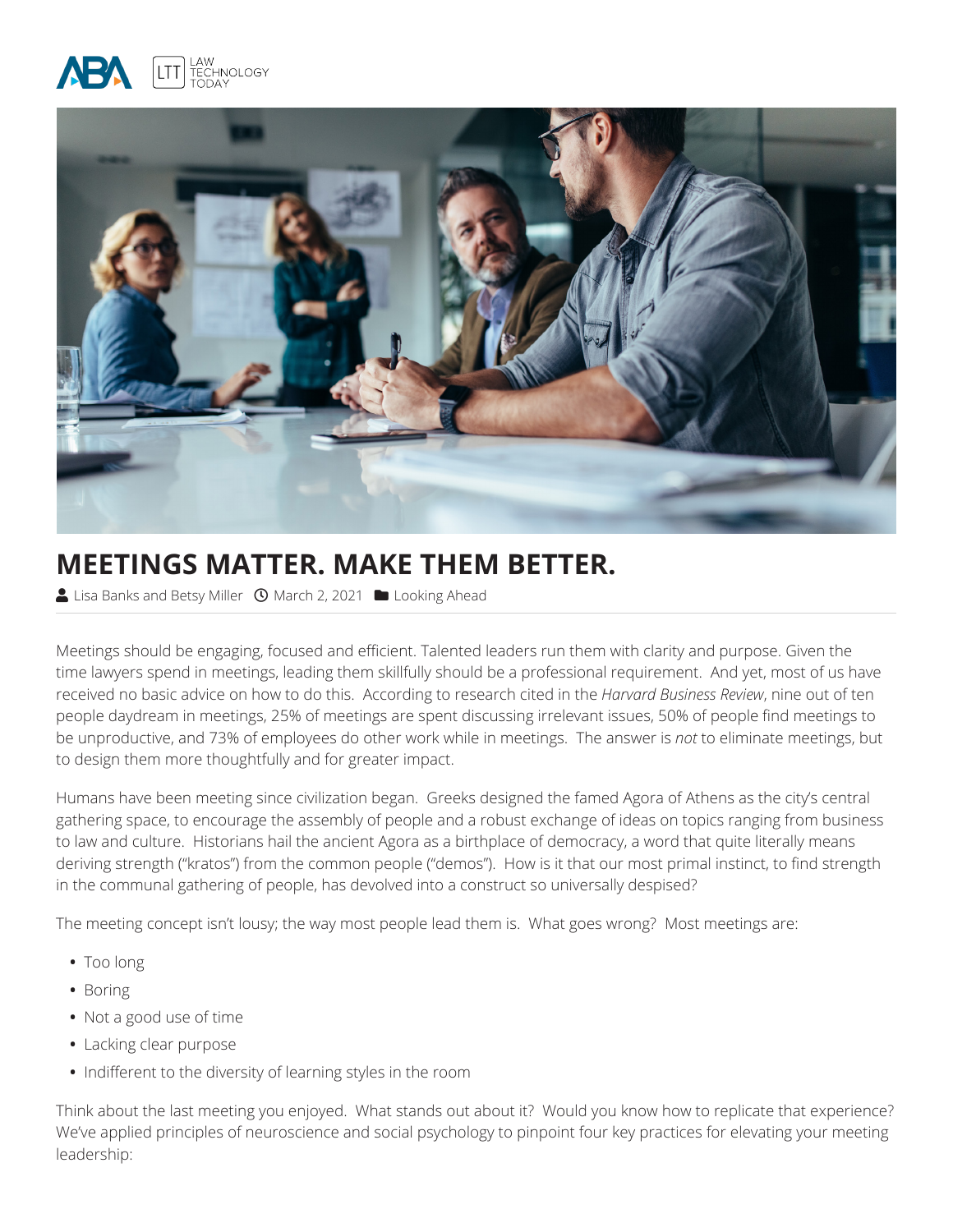# MEETINGS MATTER. MAKE THEM BETTER.

Lisa Banks and Betsy Miller  March 2, 2021  Looking Ahead

Meetings should be engaging, focused and efficient. Talented leaders run them with clarity and purpose. Given the time lawyers spend in meetings, leading them skillfully should be a professional requirement. And yet, most of us have received no basic advice on how to do this. According to research cited in the *Harvard Business Review*, nine out of ten people daydream in meetings, 25% of meetings are spent discussing irrelevant issues, 50% of people find meetings to be unproductive, and 73% of employees do other work while in meetings. The answer is *not* to eliminate meetings, but to design them more thoughtfully and for greater impact.

Humans have been meeting since civilization began. Greeks designed the famed Agora of Athens as the city's central gathering space, to encourage the assembly of people and a robust exchange of ideas on topics ranging from business to law and culture. Historians hail the ancient Agora as a birthplace of democracy, a word that quite literally means deriving strength ("kratos") from the common people ("demos"). How is it that our most primal instinct, to find strength in the communal gathering of people, has devolved into a construct so universally despised?

The meeting concept isn't lousy; the way most people lead them is. What goes wrong? Most meetings are:

- Too long
- Boring
- Not a good use of time
- Lacking clear purpose
- Indifferent to the diversity of learning styles in the room

Think about the last meeting you enjoyed. What stands out about it? Would you know how to replicate that experience? We've applied principles of neuroscience and social psychology to pinpoint four key practices for elevating your meeting leadership: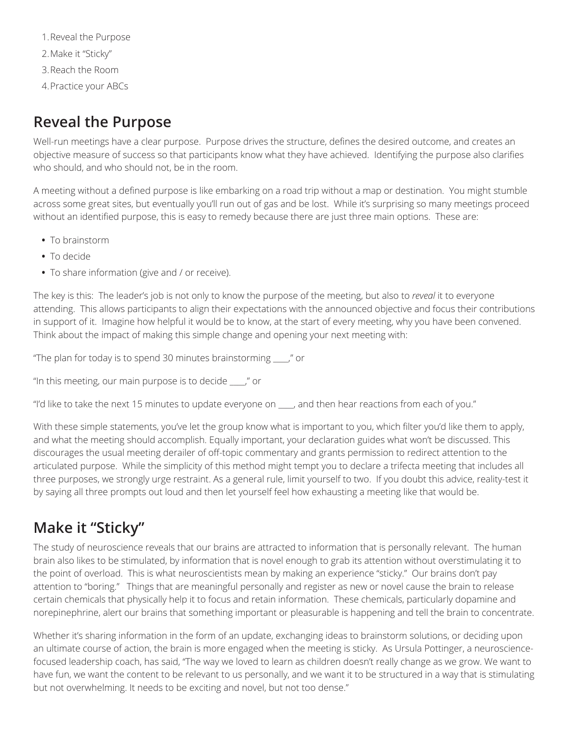1. Reveal the Purpose
2. Make it "Sticky"
3. Reach the Room
4. Practice your ABCs

## Reveal the Purpose

Well-run meetings have a clear purpose. Purpose drives the structure, defines the desired outcome, and creates an objective measure of success so that participants know what they have achieved. Identifying the purpose also clarifies who should, and who should not, be in the room.

A meeting without a defined purpose is like embarking on a road trip without a map or destination. You might stumble across some great sites, but eventually you'll run out of gas and be lost. While it's surprising so many meetings proceed without an identified purpose, this is easy to remedy because there are just three main options. These are:

- To brainstorm
- To decide
- To share information (give and / or receive).

The key is this: The leader's job is not only to know the purpose of the meeting, but also to *reveal* it to everyone attending. This allows participants to align their expectations with the announced objective and focus their contributions in support of it. Imagine how helpful it would be to know, at the start of every meeting, why you have been convened. Think about the impact of making this simple change and opening your next meeting with:

"The plan for today is to spend 30 minutes brainstorming ____," or

"In this meeting, our main purpose is to decide ____," or

"I'd like to take the next 15 minutes to update everyone on ____, and then hear reactions from each of you."

With these simple statements, you've let the group know what is important to you, which filter you'd like them to apply, and what the meeting should accomplish. Equally important, your declaration guides what won't be discussed. This discourages the usual meeting derailer of off-topic commentary and grants permission to redirect attention to the articulated purpose. While the simplicity of this method might tempt you to declare a trifecta meeting that includes all three purposes, we strongly urge restraint. As a general rule, limit yourself to two. If you doubt this advice, reality-test it by saying all three prompts out loud and then let yourself feel how exhausting a meeting like that would be.

## Make it "Sticky"

The study of neuroscience reveals that our brains are attracted to information that is personally relevant. The human brain also likes to be stimulated, by information that is novel enough to grab its attention without overstimulating it to the point of overload. This is what neuroscientists mean by making an experience "sticky." Our brains don't pay attention to "boring." Things that are meaningful personally and register as new or novel cause the brain to release certain chemicals that physically help it to focus and retain information. These chemicals, particularly dopamine and norepinephrine, alert our brains that something important or pleasurable is happening and tell the brain to concentrate.

Whether it's sharing information in the form of an update, exchanging ideas to brainstorm solutions, or deciding upon an ultimate course of action, the brain is more engaged when the meeting is sticky. As Ursula Pottinger, a neuroscience-focused leadership coach, has said, "The way we loved to learn as children doesn't really change as we grow. We want to have fun, we want the content to be relevant to us personally, and we want it to be structured in a way that is stimulating but not overwhelming. It needs to be exciting and novel, but not too dense."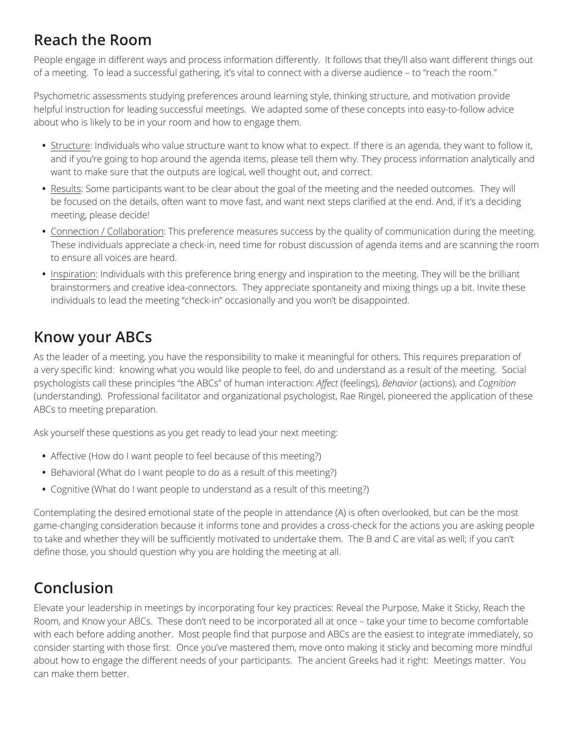## Reach the Room

People engage in different ways and process information differently. It follows that they'll also want different things out of a meeting. To lead a successful gathering, it's vital to connect with a diverse audience – to "reach the room."

Psychometric assessments studying preferences around learning style, thinking structure, and motivation provide helpful instruction for leading successful meetings. We adapted some of these concepts into easy-to-follow advice about who is likely to be in your room and how to engage them.

- <u>Structure</u>: Individuals who value structure want to know what to expect. If there is an agenda, they want to follow it, and if you're going to hop around the agenda items, please tell them why. They process information analytically and want to make sure that the outputs are logical, well thought out, and correct.
- <u>Results</u>: Some participants want to be clear about the goal of the meeting and the needed outcomes. They will be focused on the details, often want to move fast, and want next steps clarified at the end. And, if it's a deciding meeting, please decide!
- <u>Connection / Collaboration</u>: This preference measures success by the quality of communication during the meeting. These individuals appreciate a check-in, need time for robust discussion of agenda items and are scanning the room to ensure all voices are heard.
- <u>Inspiration</u>: Individuals with this preference bring energy and inspiration to the meeting. They will be the brilliant brainstormers and creative idea-connectors. They appreciate spontaneity and mixing things up a bit. Invite these individuals to lead the meeting "check-in" occasionally and you won't be disappointed.

## Know your ABCs

As the leader of a meeting, you have the responsibility to make it meaningful for others. This requires preparation of a very specific kind: knowing what you would like people to feel, do and understand as a result of the meeting. Social psychologists call these principles "the ABCs" of human interaction: *Affect* (feelings), *Behavior* (actions), and *Cognition* (understanding). Professional facilitator and organizational psychologist, Rae Ringel, pioneered the application of these ABCs to meeting preparation.

Ask yourself these questions as you get ready to lead your next meeting:

- Affective (How do I want people to feel because of this meeting?)
- Behavioral (What do I want people to do as a result of this meeting?)
- Cognitive (What do I want people to understand as a result of this meeting?)

Contemplating the desired emotional state of the people in attendance (A) is often overlooked, but can be the most game-changing consideration because it informs tone and provides a cross-check for the actions you are asking people to take and whether they will be sufficiently motivated to undertake them. The B and C are vital as well; if you can't define those, you should question why you are holding the meeting at all.

## Conclusion

Elevate your leadership in meetings by incorporating four key practices: Reveal the Purpose, Make it Sticky, Reach the Room, and Know your ABCs. These don't need to be incorporated all at once – take your time to become comfortable with each before adding another. Most people find that purpose and ABCs are the easiest to integrate immediately, so consider starting with those first. Once you've mastered them, move onto making it sticky and becoming more mindful about how to engage the different needs of your participants. The ancient Greeks had it right: Meetings matter. You can make them better.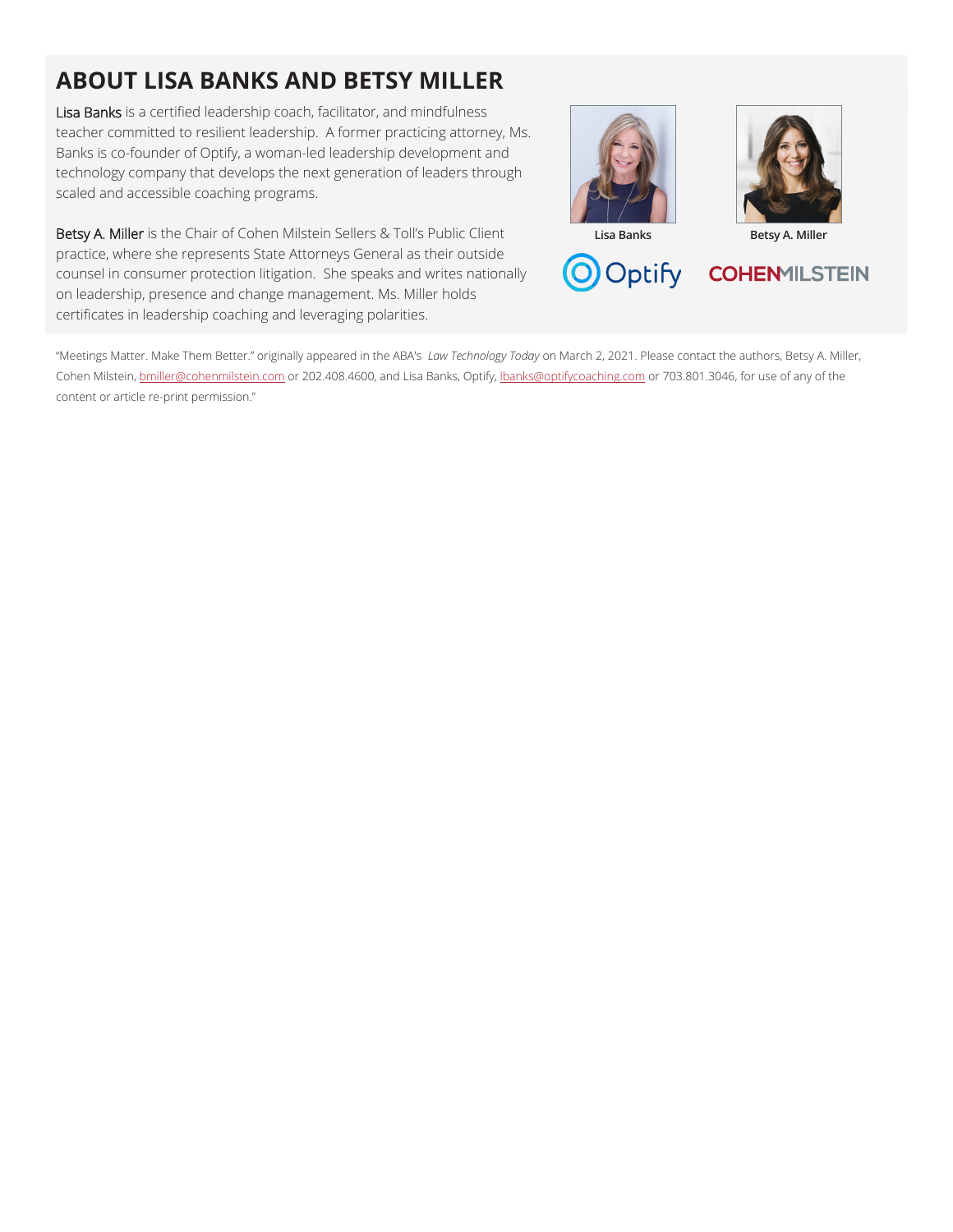# ABOUT LISA BANKS AND BETSY MILLER

Lisa Banks is a certified leadership coach, facilitator, and mindfulness teacher committed to resilient leadership. A former practicing attorney, Ms. Banks is co-founder of Optify, a woman-led leadership development and technology company that develops the next generation of leaders through scaled and accessible coaching programs.

Betsy A. Miller is the Chair of Cohen Milstein Sellers & Toll's Public Client practice, where she represents State Attorneys General as their outside counsel in consumer protection litigation. She speaks and writes nationally on leadership, presence and change management. Ms. Miller holds certificates in leadership coaching and leveraging polarities.

Lisa Banks

Betsy A. Miller

"Meetings Matter. Make Them Better." originally appeared in the ABA's *Law Technology Today* on March 2, 2021. Please contact the authors, Betsy A. Miller, Cohen Milstein, bmiller@cohenmilstein.com or 202.408.4600, and Lisa Banks, Optify, lbanks@optifycoaching.com or 703.801.3046, for use of any of the content or article re-print permission."